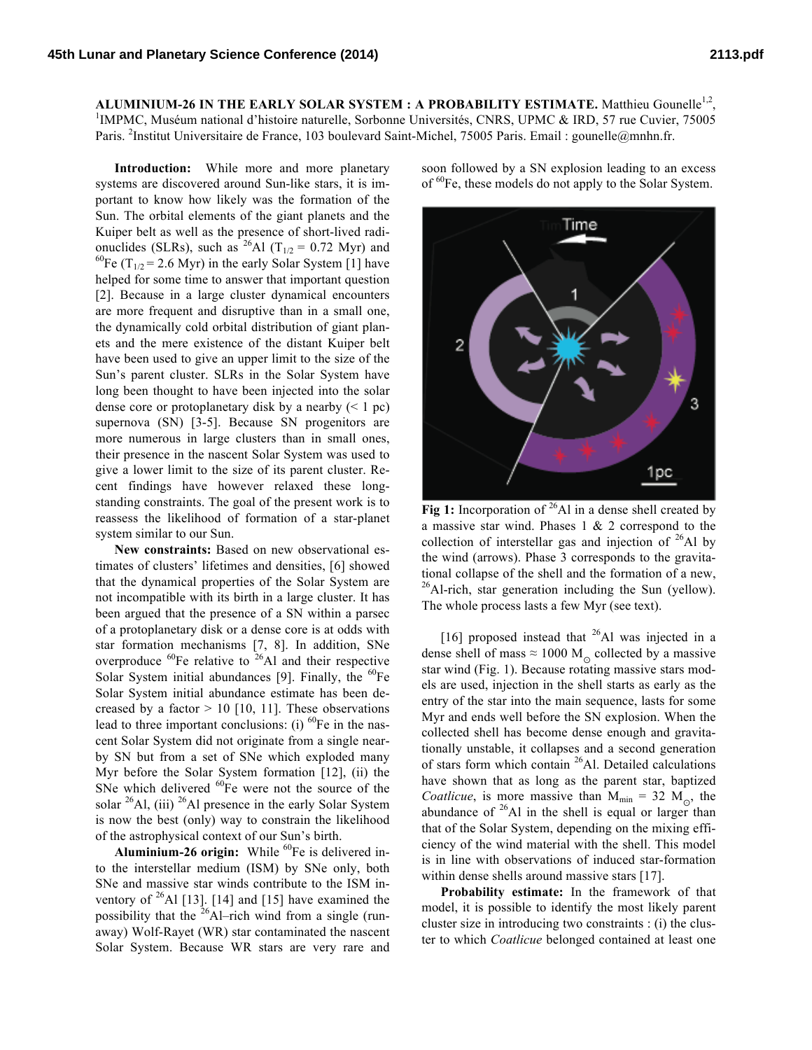**ALUMINIUM-26 IN THE EARLY SOLAR SYSTEM : A PROBABILITY ESTIMATE.** Matthieu Gounelle[1,2], [1]IMPMC, Muséum national d'histoire naturelle, Sorbonne Universités, CNRS, UPMC & IRD, 57 rue Cuvier, 75005 Paris. [2]Institut Universitaire de France, 103 boulevard Saint-Michel, 75005 Paris. Email : gounelle@mnhn.fr.

**Introduction:** While more and more planetary systems are discovered around Sun-like stars, it is important to know how likely was the formation of the Sun. The orbital elements of the giant planets and the Kuiper belt as well as the presence of short-lived radionuclides (SLRs), such as $^{26}$Al ($T_{1/2}$ = 0.72 Myr) and $^{60}$Fe ($T_{1/2}$ = 2.6 Myr) in the early Solar System [1] have helped for some time to answer that important question [2]. Because in a large cluster dynamical encounters are more frequent and disruptive than in a small one, the dynamically cold orbital distribution of giant planets and the mere existence of the distant Kuiper belt have been used to give an upper limit to the size of the Sun's parent cluster. SLRs in the Solar System have long been thought to have been injected into the solar dense core or protoplanetary disk by a nearby (< 1 pc) supernova (SN) [3-5]. Because SN progenitors are more numerous in large clusters than in small ones, their presence in the nascent Solar System was used to give a lower limit to the size of its parent cluster. Recent findings have however relaxed these long-standing constraints. The goal of the present work is to reassess the likelihood of formation of a star-planet system similar to our Sun.

**New constraints:** Based on new observational estimates of clusters' lifetimes and densities, [6] showed that the dynamical properties of the Solar System are not incompatible with its birth in a large cluster. It has been argued that the presence of a SN within a parsec of a protoplanetary disk or a dense core is at odds with star formation mechanisms [7, 8]. In addition, SNe overproduce $^{60}$Fe relative to $^{26}$Al and their respective Solar System initial abundances [9]. Finally, the $^{60}$Fe Solar System initial abundance estimate has been decreased by a factor > 10 [10, 11]. These observations lead to three important conclusions: (i) $^{60}$Fe in the nascent Solar System did not originate from a single nearby SN but from a set of SNe which exploded many Myr before the Solar System formation [12], (ii) the SNe which delivered $^{60}$Fe were not the source of the solar $^{26}$Al, (iii) $^{26}$Al presence in the early Solar System is now the best (only) way to constrain the likelihood of the astrophysical context of our Sun's birth.

**Aluminium-26 origin:** While $^{60}$Fe is delivered into the interstellar medium (ISM) by SNe only, both SNe and massive star winds contribute to the ISM inventory of $^{26}$Al [13]. [14] and [15] have examined the possibility that the $^{26}$Al–rich wind from a single (runaway) Wolf-Rayet (WR) star contaminated the nascent Solar System. Because WR stars are very rare and soon followed by a SN explosion leading to an excess of $^{60}$Fe, these models do not apply to the Solar System.

**Fig 1:** Incorporation of $^{26}$Al in a dense shell created by a massive star wind. Phases 1 & 2 correspond to the collection of interstellar gas and injection of $^{26}$Al by the wind (arrows). Phase 3 corresponds to the gravitational collapse of the shell and the formation of a new, $^{26}$Al-rich, star generation including the Sun (yellow). The whole process lasts a few Myr (see text).

[16] proposed instead that $^{26}$Al was injected in a dense shell of mass ≈ 1000 $M_\odot$ collected by a massive star wind (Fig. 1). Because rotating massive stars models are used, injection in the shell starts as early as the entry of the star into the main sequence, lasts for some Myr and ends well before the SN explosion. When the collected shell has become dense enough and gravitationally unstable, it collapses and a second generation of stars form which contain $^{26}$Al. Detailed calculations have shown that as long as the parent star, baptized *Coatlicue*, is more massive than $M_{min}$ = 32 $M_\odot$, the abundance of $^{26}$Al in the shell is equal or larger than that of the Solar System, depending on the mixing efficiency of the wind material with the shell. This model is in line with observations of induced star-formation within dense shells around massive stars [17].

**Probability estimate:** In the framework of that model, it is possible to identify the most likely parent cluster size in introducing two constraints : (i) the cluster to which *Coatlicue* belonged contained at least one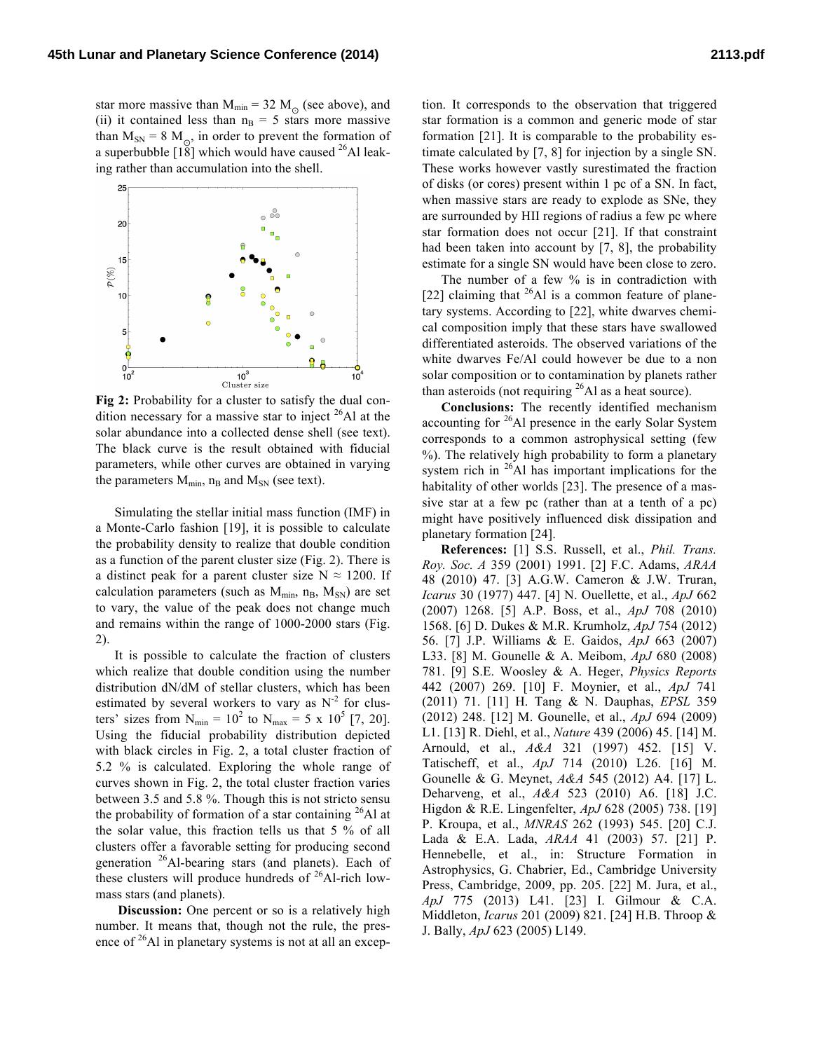star more massive than $M_{min} = 32\ M_{\odot}$ (see above), and (ii) it contained less than $n_B = 5$ stars more massive than $M_{SN} = 8\ M_{\odot}$, in order to prevent the formation of a superbubble [18] which would have caused $^{26}$Al leaking rather than accumulation into the shell.

25
20
15
$\mathcal{P}$ (%)
10
5
0
$10^2$
$10^3$
$10^4$
Cluster size

**Fig 2:** Probability for a cluster to satisfy the dual condition necessary for a massive star to inject $^{26}$Al at the solar abundance into a collected dense shell (see text). The black curve is the result obtained with fiducial parameters, while other curves are obtained in varying the parameters $M_{min}$, $n_B$ and $M_{SN}$ (see text).

Simulating the stellar initial mass function (IMF) in a Monte-Carlo fashion [19], it is possible to calculate the probability density to realize that double condition as a function of the parent cluster size (Fig. 2). There is a distinct peak for a parent cluster size $N \approx 1200$. If calculation parameters (such as $M_{min}$, $n_B$, $M_{SN}$) are set to vary, the value of the peak does not change much and remains within the range of 1000-2000 stars (Fig. 2).

It is possible to calculate the fraction of clusters which realize that double condition using the number distribution dN/dM of stellar clusters, which has been estimated by several workers to vary as $N^{-2}$ for clusters' sizes from $N_{min} = 10^2$ to $N_{max} = 5 \times 10^5$ [7, 20]. Using the fiducial probability distribution depicted with black circles in Fig. 2, a total cluster fraction of 5.2 % is calculated. Exploring the whole range of curves shown in Fig. 2, the total cluster fraction varies between 3.5 and 5.8 %. Though this is not stricto sensu the probability of formation of a star containing $^{26}$Al at the solar value, this fraction tells us that 5 % of all clusters offer a favorable setting for producing second generation $^{26}$Al-bearing stars (and planets). Each of these clusters will produce hundreds of $^{26}$Al-rich low-mass stars (and planets).

**Discussion:** One percent or so is a relatively high number. It means that, though not the rule, the presence of $^{26}$Al in planetary systems is not at all an exception. It corresponds to the observation that triggered star formation is a common and generic mode of star formation [21]. It is comparable to the probability estimate calculated by [7, 8] for injection by a single SN. These works however vastly surestimated the fraction of disks (or cores) present within 1 pc of a SN. In fact, when massive stars are ready to explode as SNe, they are surrounded by HII regions of radius a few pc where star formation does not occur [21]. If that constraint had been taken into account by [7, 8], the probability estimate for a single SN would have been close to zero.

The number of a few % is in contradiction with [22] claiming that $^{26}$Al is a common feature of planetary systems. According to [22], white dwarves chemical composition imply that these stars have swallowed differentiated asteroids. The observed variations of the white dwarves Fe/Al could however be due to a non solar composition or to contamination by planets rather than asteroids (not requiring $^{26}$Al as a heat source).

**Conclusions:** The recently identified mechanism accounting for $^{26}$Al presence in the early Solar System corresponds to a common astrophysical setting (few %). The relatively high probability to form a planetary system rich in $^{26}$Al has important implications for the habitality of other worlds [23]. The presence of a massive star at a few pc (rather than at a tenth of a pc) might have positively influenced disk dissipation and planetary formation [24].

**References:** [1] S.S. Russell, et al., *Phil. Trans. Roy. Soc. A* 359 (2001) 1991. [2] F.C. Adams, *ARAA* 48 (2010) 47. [3] A.G.W. Cameron & J.W. Truran, *Icarus* 30 (1977) 447. [4] N. Ouellette, et al., *ApJ* 662 (2007) 1268. [5] A.P. Boss, et al., *ApJ* 708 (2010) 1568. [6] D. Dukes & M.R. Krumholz, *ApJ* 754 (2012) 56. [7] J.P. Williams & E. Gaidos, *ApJ* 663 (2007) L33. [8] M. Gounelle & A. Meibom, *ApJ* 680 (2008) 781. [9] S.E. Woosley & A. Heger, *Physics Reports* 442 (2007) 269. [10] F. Moynier, et al., *ApJ* 741 (2011) 71. [11] H. Tang & N. Dauphas, *EPSL* 359 (2012) 248. [12] M. Gounelle, et al., *ApJ* 694 (2009) L1. [13] R. Diehl, et al., *Nature* 439 (2006) 45. [14] M. Arnould, et al., *A&A* 321 (1997) 452. [15] V. Tatischeff, et al., *ApJ* 714 (2010) L26. [16] M. Gounelle & G. Meynet, *A&A* 545 (2012) A4. [17] L. Deharveng, et al., *A&A* 523 (2010) A6. [18] J.C. Higdon & R.E. Lingenfelter, *ApJ* 628 (2005) 738. [19] P. Kroupa, et al., *MNRAS* 262 (1993) 545. [20] C.J. Lada & E.A. Lada, *ARAA* 41 (2003) 57. [21] P. Hennebelle, et al., in: Structure Formation in Astrophysics, G. Chabrier, Ed., Cambridge University Press, Cambridge, 2009, pp. 205. [22] M. Jura, et al., *ApJ* 775 (2013) L41. [23] I. Gilmour & C.A. Middleton, *Icarus* 201 (2009) 821. [24] H.B. Throop & J. Bally, *ApJ* 623 (2005) L149.